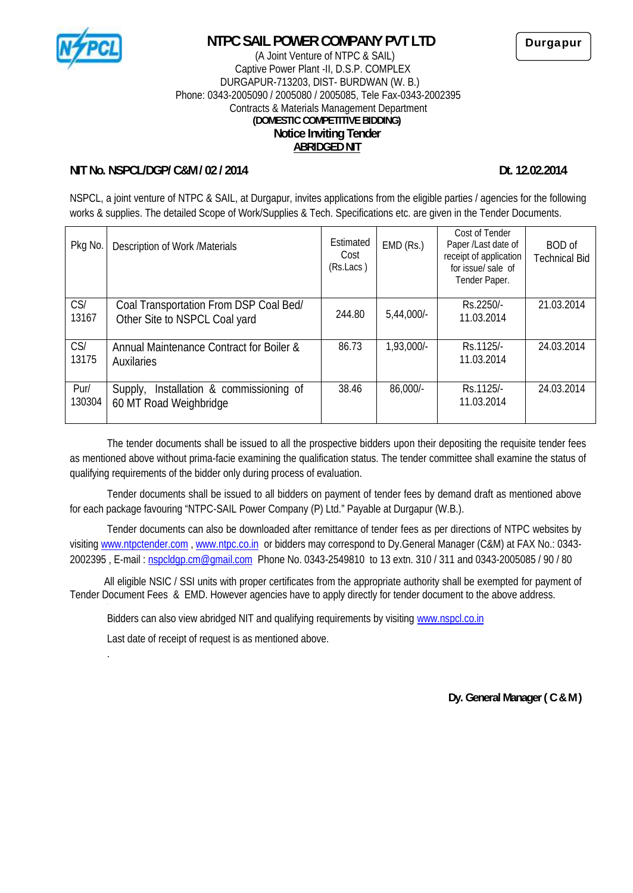Durgapur

# NTPC SAIL POWER COMPANY PVT LTD

(A Joint Venture of NTPC & SAIL)
Captive Power Plant -II, D.S.P. COMPLEX
DURGAPUR-713203, DIST- BURDWAN (W. B.)
Phone: 0343-2005090 / 2005080 / 2005085, Tele Fax-0343-2002395
Contracts & Materials Management Department

**(DOMESTIC COMPETITIVE BIDDING)**

## Notice Inviting Tender

**ABRIDGED NIT**

**NIT No. NSPCL/DGP/ C&M / 02 / 2014** **Dt. 12.02.2014**

NSPCL, a joint venture of NTPC & SAIL, at Durgapur, invites applications from the eligible parties / agencies for the following works & supplies. The detailed Scope of Work/Supplies & Tech. Specifications etc. are given in the Tender Documents.

| Pkg No. | Description of Work /Materials | Estimated Cost (Rs.Lacs ) | EMD (Rs.) | Cost of Tender Paper /Last date of receipt of application for issue/ sale of Tender Paper. | BOD of Technical Bid |
|---|---|---|---|---|---|
| CS/ 13167 | Coal Transportation From DSP Coal Bed/ Other Site to NSPCL Coal yard | 244.80 | 5,44,000/- | Rs.2250/- 11.03.2014 | 21.03.2014 |
| CS/ 13175 | Annual Maintenance Contract for Boiler & Auxilaries | 86.73 | 1,93,000/- | Rs.1125/- 11.03.2014 | 24.03.2014 |
| Pur/ 130304 | Supply, Installation & commissioning of 60 MT Road Weighbridge | 38.46 | 86,000/- | Rs.1125/- 11.03.2014 | 24.03.2014 |

The tender documents shall be issued to all the prospective bidders upon their depositing the requisite tender fees as mentioned above without prima-facie examining the qualification status. The tender committee shall examine the status of qualifying requirements of the bidder only during process of evaluation.

Tender documents shall be issued to all bidders on payment of tender fees by demand draft as mentioned above for each package favouring "NTPC-SAIL Power Company (P) Ltd." Payable at Durgapur (W.B.).

Tender documents can also be downloaded after remittance of tender fees as per directions of NTPC websites by visiting www.ntpctender.com , www.ntpc.co.in or bidders may correspond to Dy.General Manager (C&M) at FAX No.: 0343-2002395 , E-mail : nspcldgp.cm@gmail.com Phone No. 0343-2549810 to 13 extn. 310 / 311 and 0343-2005085 / 90 / 80

All eligible NSIC / SSI units with proper certificates from the appropriate authority shall be exempted for payment of Tender Document Fees & EMD. However agencies have to apply directly for tender document to the above address.

Bidders can also view abridged NIT and qualifying requirements by visiting www.nspcl.co.in

Last date of receipt of request is as mentioned above.

**Dy. General Manager ( C & M )**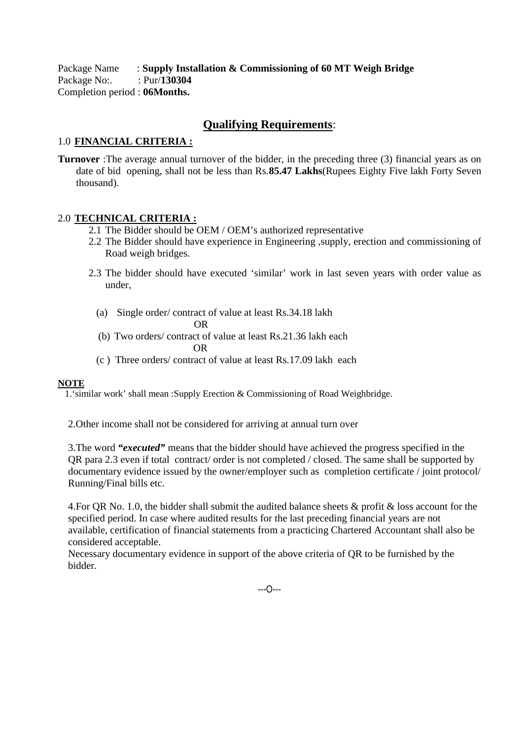Package Name : **Supply Installation & Commissioning of 60 MT Weigh Bridge**
Package No:. : Pur/**130304**
Completion period : **06Months.**

## Qualifying Requirements:

### 1.0 FINANCIAL CRITERIA :

**Turnover** :The average annual turnover of the bidder, in the preceding three (3) financial years as on date of bid opening, shall not be less than Rs.**85.47 Lakhs**(Rupees Eighty Five lakh Forty Seven thousand).

### 2.0 TECHNICAL CRITERIA :

2.1 The Bidder should be OEM / OEM's authorized representative

2.2 The Bidder should have experience in Engineering ,supply, erection and commissioning of Road weigh bridges.

2.3 The bidder should have executed 'similar' work in last seven years with order value as under,

(a) Single order/ contract of value at least Rs.34.18 lakh

OR

(b) Two orders/ contract of value at least Rs.21.36 lakh each

OR

(c ) Three orders/ contract of value at least Rs.17.09 lakh each

**NOTE**

1.'similar work' shall mean :Supply Erection & Commissioning of Road Weighbridge.

2.Other income shall not be considered for arriving at annual turn over

3.The word ***"executed"*** means that the bidder should have achieved the progress specified in the QR para 2.3 even if total contract/ order is not completed / closed. The same shall be supported by documentary evidence issued by the owner/employer such as completion certificate / joint protocol/ Running/Final bills etc.

4.For QR No. 1.0, the bidder shall submit the audited balance sheets & profit & loss account for the specified period. In case where audited results for the last preceding financial years are not available, certification of financial statements from a practicing Chartered Accountant shall also be considered acceptable.

Necessary documentary evidence in support of the above criteria of QR to be furnished by the bidder.

---O---